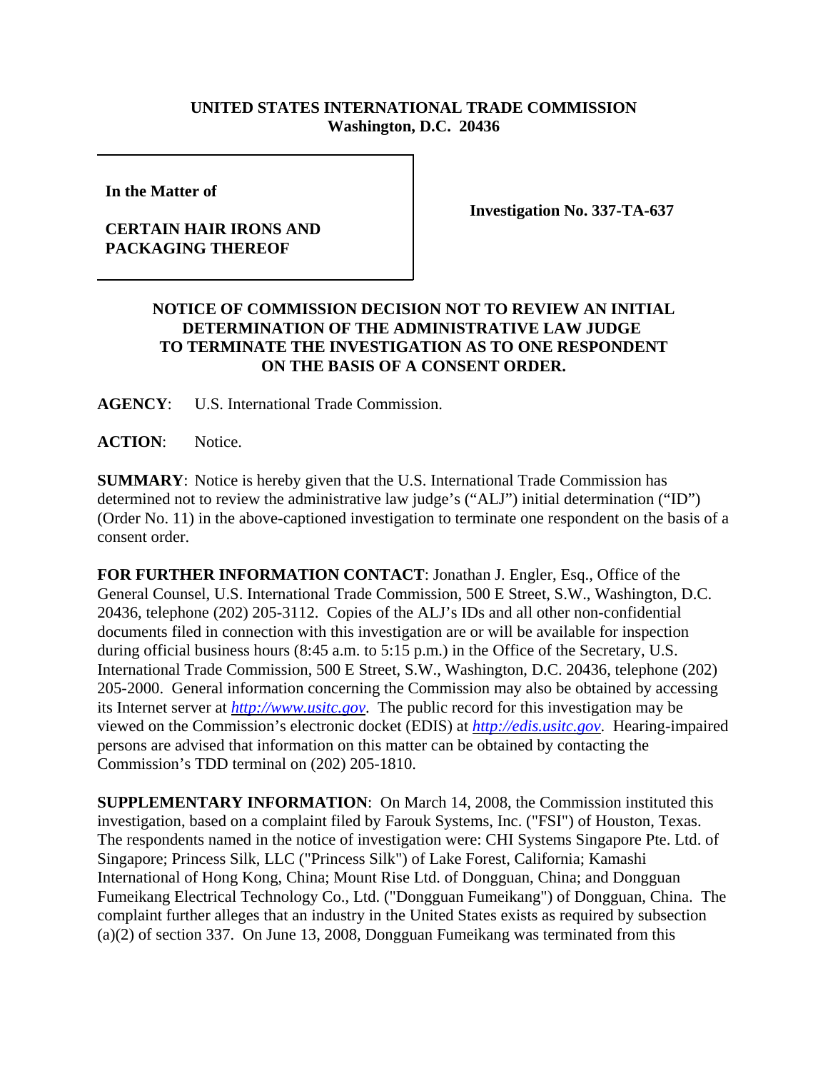**UNITED STATES INTERNATIONAL TRADE COMMISSION**
**Washington, D.C. 20436**

**In the Matter of**

**CERTAIN HAIR IRONS AND PACKAGING THEREOF**

**Investigation No. 337-TA-637**

**NOTICE OF COMMISSION DECISION NOT TO REVIEW AN INITIAL DETERMINATION OF THE ADMINISTRATIVE LAW JUDGE TO TERMINATE THE INVESTIGATION AS TO ONE RESPONDENT ON THE BASIS OF A CONSENT ORDER.**

**AGENCY**: U.S. International Trade Commission.

**ACTION**: Notice.

**SUMMARY**: Notice is hereby given that the U.S. International Trade Commission has determined not to review the administrative law judge's ("ALJ") initial determination ("ID") (Order No. 11) in the above-captioned investigation to terminate one respondent on the basis of a consent order.

**FOR FURTHER INFORMATION CONTACT**: Jonathan J. Engler, Esq., Office of the General Counsel, U.S. International Trade Commission, 500 E Street, S.W., Washington, D.C. 20436, telephone (202) 205-3112. Copies of the ALJ's IDs and all other non-confidential documents filed in connection with this investigation are or will be available for inspection during official business hours (8:45 a.m. to 5:15 p.m.) in the Office of the Secretary, U.S. International Trade Commission, 500 E Street, S.W., Washington, D.C. 20436, telephone (202) 205-2000. General information concerning the Commission may also be obtained by accessing its Internet server at *http://www.usitc.gov*. The public record for this investigation may be viewed on the Commission's electronic docket (EDIS) at *http://edis.usitc.gov*. Hearing-impaired persons are advised that information on this matter can be obtained by contacting the Commission's TDD terminal on (202) 205-1810.

**SUPPLEMENTARY INFORMATION**: On March 14, 2008, the Commission instituted this investigation, based on a complaint filed by Farouk Systems, Inc. ("FSI") of Houston, Texas. The respondents named in the notice of investigation were: CHI Systems Singapore Pte. Ltd. of Singapore; Princess Silk, LLC ("Princess Silk") of Lake Forest, California; Kamashi International of Hong Kong, China; Mount Rise Ltd. of Dongguan, China; and Dongguan Fumeikang Electrical Technology Co., Ltd. ("Dongguan Fumeikang") of Dongguan, China. The complaint further alleges that an industry in the United States exists as required by subsection (a)(2) of section 337. On June 13, 2008, Dongguan Fumeikang was terminated from this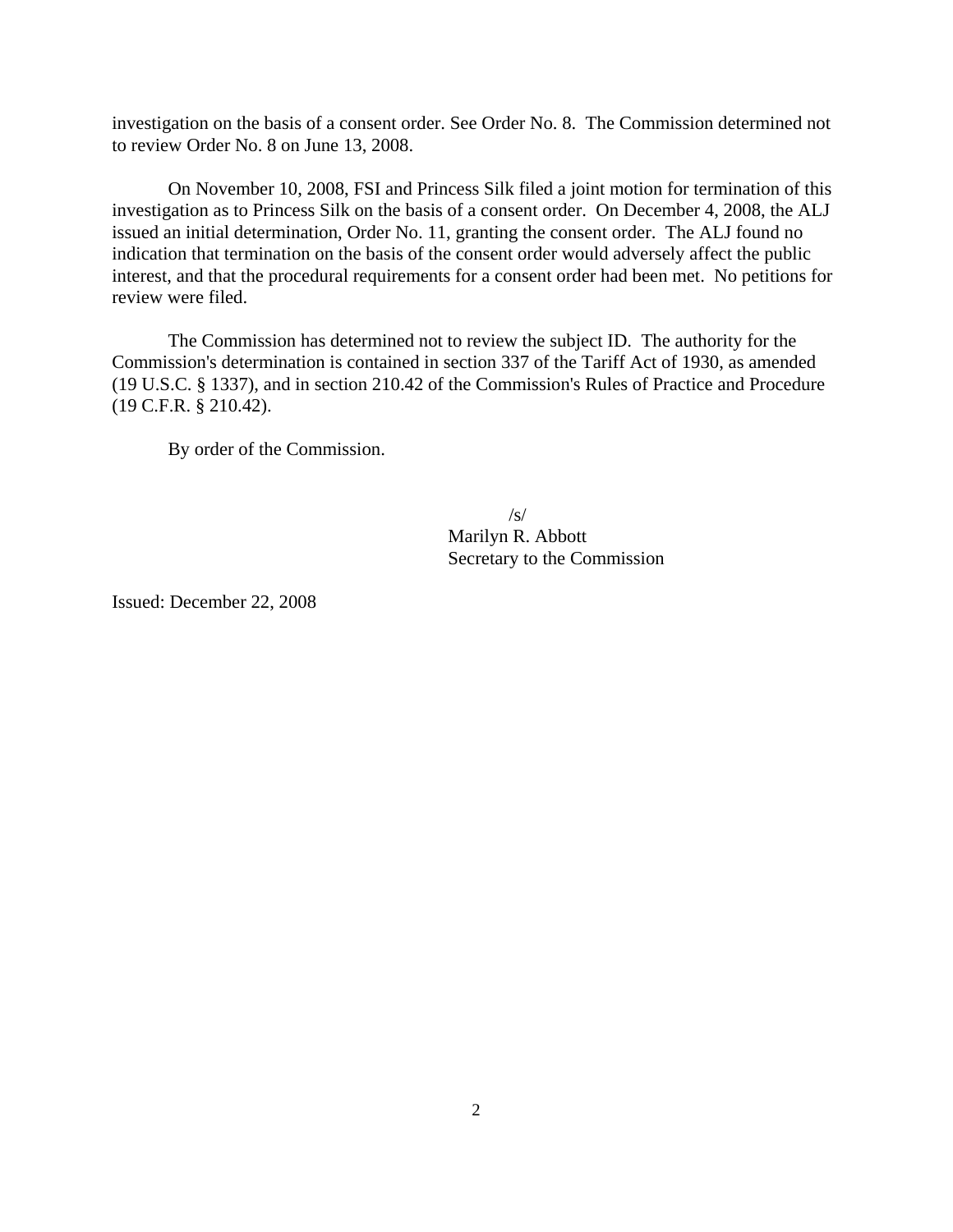investigation on the basis of a consent order. See Order No. 8. The Commission determined not to review Order No. 8 on June 13, 2008.

On November 10, 2008, FSI and Princess Silk filed a joint motion for termination of this investigation as to Princess Silk on the basis of a consent order. On December 4, 2008, the ALJ issued an initial determination, Order No. 11, granting the consent order. The ALJ found no indication that termination on the basis of the consent order would adversely affect the public interest, and that the procedural requirements for a consent order had been met. No petitions for review were filed.

The Commission has determined not to review the subject ID. The authority for the Commission's determination is contained in section 337 of the Tariff Act of 1930, as amended (19 U.S.C. § 1337), and in section 210.42 of the Commission's Rules of Practice and Procedure (19 C.F.R. § 210.42).

By order of the Commission.

/s/
Marilyn R. Abbott
Secretary to the Commission

Issued: December 22, 2008